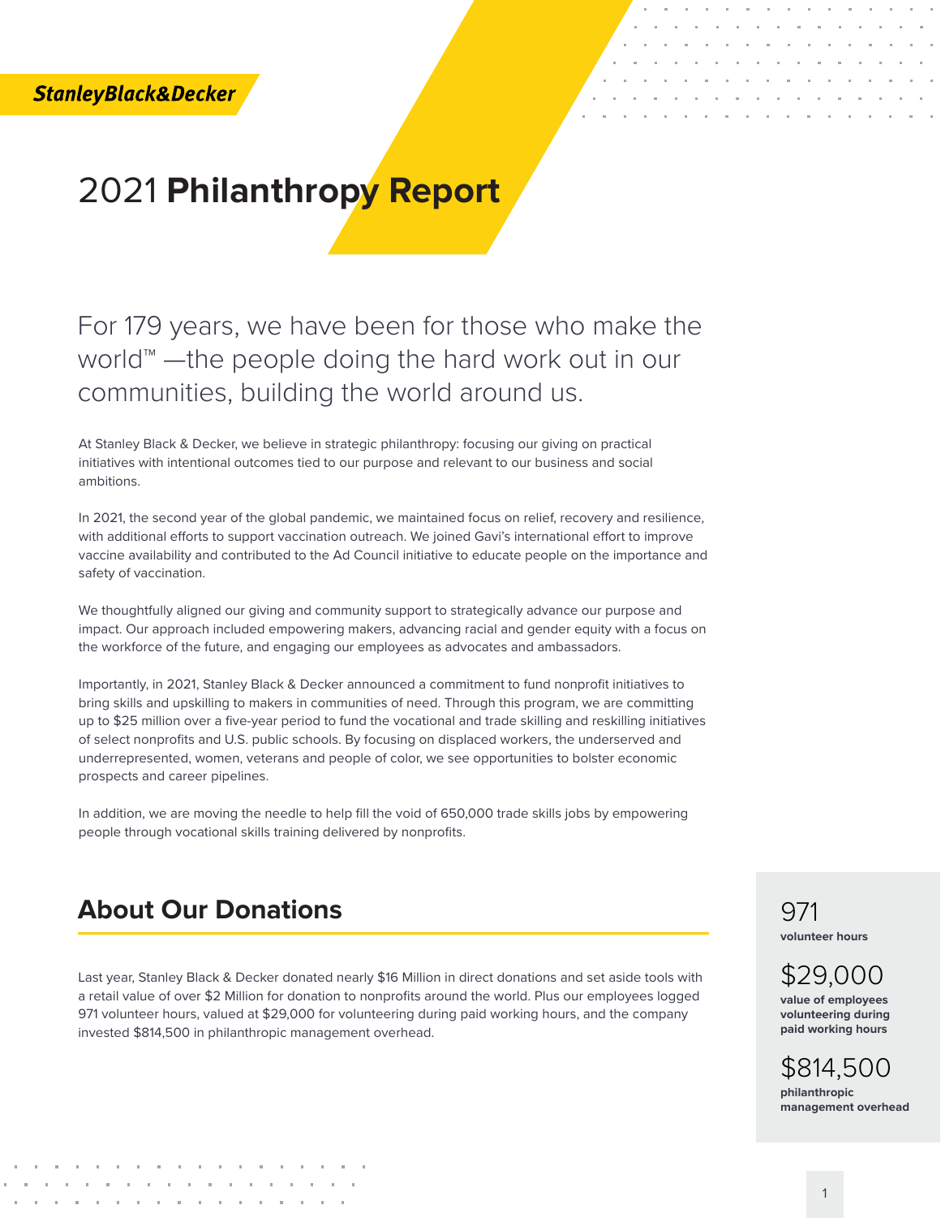StanleyBlack&Decker

# 2021 **Philanthropy Report**

For 179 years, we have been for those who make the world™ —the people doing the hard work out in our communities, building the world around us.

At Stanley Black & Decker, we believe in strategic philanthropy: focusing our giving on practical initiatives with intentional outcomes tied to our purpose and relevant to our business and social ambitions.

In 2021, the second year of the global pandemic, we maintained focus on relief, recovery and resilience, with additional efforts to support vaccination outreach. We joined Gavi's international effort to improve vaccine availability and contributed to the Ad Council initiative to educate people on the importance and safety of vaccination.

We thoughtfully aligned our giving and community support to strategically advance our purpose and impact. Our approach included empowering makers, advancing racial and gender equity with a focus on the workforce of the future, and engaging our employees as advocates and ambassadors.

Importantly, in 2021, Stanley Black & Decker announced a commitment to fund nonprofit initiatives to bring skills and upskilling to makers in communities of need. Through this program, we are committing up to $25 million over a five-year period to fund the vocational and trade skilling and reskilling initiatives of select nonprofits and U.S. public schools. By focusing on displaced workers, the underserved and underrepresented, women, veterans and people of color, we see opportunities to bolster economic prospects and career pipelines.

In addition, we are moving the needle to help fill the void of 650,000 trade skills jobs by empowering people through vocational skills training delivered by nonprofits.

## About Our Donations

Last year, Stanley Black & Decker donated nearly $16 Million in direct donations and set aside tools with a retail value of over $2 Million for donation to nonprofits around the world. Plus our employees logged 971 volunteer hours, valued at $29,000 for volunteering during paid working hours, and the company invested $814,500 in philanthropic management overhead.

971
**volunteer hours**

$29,000
**value of employees volunteering during paid working hours**

$814,500
**philanthropic management overhead**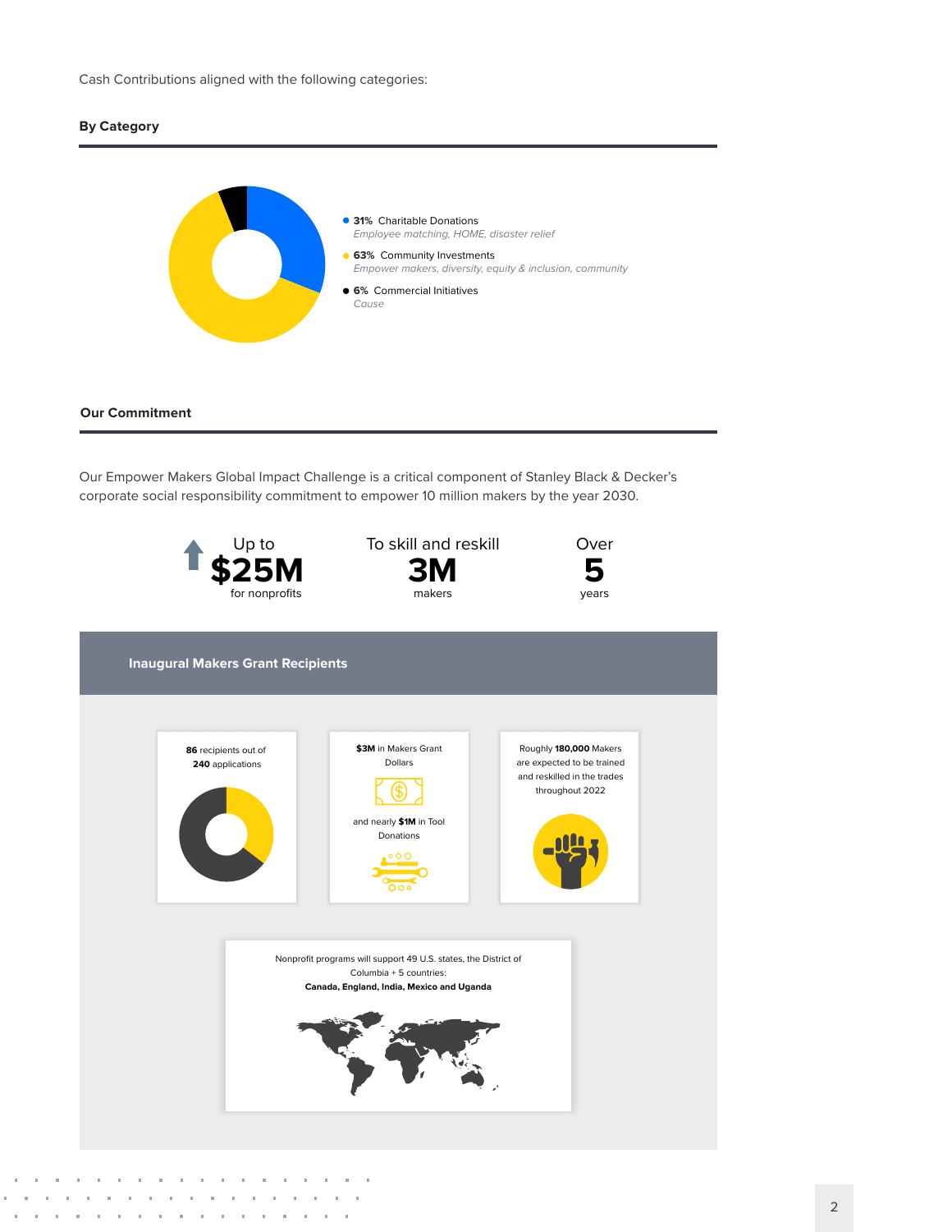Cash Contributions aligned with the following categories:

### By Category

- **31%** Charitable Donations
  *Employee matching, HOME, disaster relief*
- **63%** Community Investments
  *Empower makers, diversity, equity & inclusion, community*
- **6%** Commercial Initiatives
  *Cause*

### Our Commitment

Our Empower Makers Global Impact Challenge is a critical component of Stanley Black & Decker's corporate social responsibility commitment to empower 10 million makers by the year 2030.

Up to **$25M** for nonprofits

To skill and reskill **3M** makers

Over **5** years

### Inaugural Makers Grant Recipients

**86** recipients out of **240** applications

**$3M** in Makers Grant Dollars

and nearly **$1M** in Tool Donations

Roughly **180,000** Makers are expected to be trained and reskilled in the trades throughout 2022

Nonprofit programs will support 49 U.S. states, the District of Columbia + 5 countries:
**Canada, England, India, Mexico and Uganda**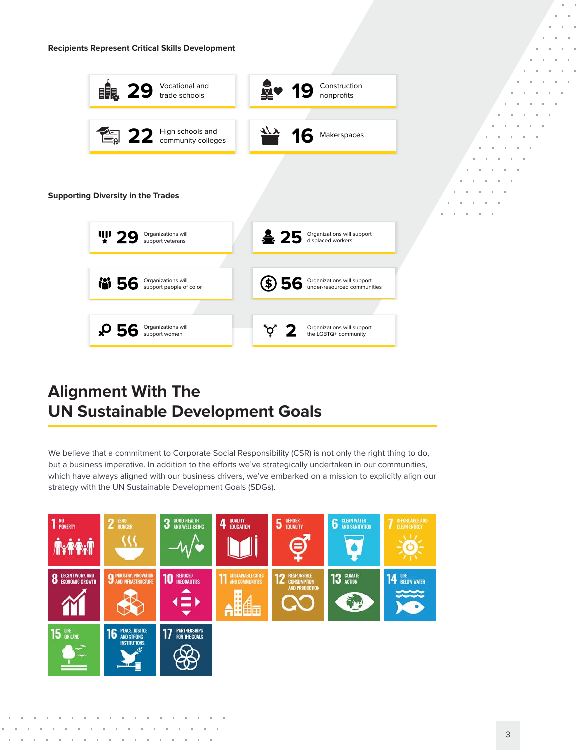**Recipients Represent Critical Skills Development**

- **29** Vocational and trade schools
- **19** Construction nonprofits
- **22** High schools and community colleges
- **16** Makerspaces

**Supporting Diversity in the Trades**

- **29** Organizations will support veterans
- **25** Organizations will support displaced workers
- **56** Organizations will support people of color
- **56** Organizations will support under-resourced communities
- **56** Organizations will support women
- **2** Organizations will support the LGBTQ+ community

## Alignment With The UN Sustainable Development Goals

We believe that a commitment to Corporate Social Responsibility (CSR) is not only the right thing to do, but a business imperative. In addition to the efforts we've strategically undertaken in our communities, which have always aligned with our business drivers, we've embarked on a mission to explicitly align our strategy with the UN Sustainable Development Goals (SDGs).

1 NO POVERTY
2 ZERO HUNGER
3 GOOD HEALTH AND WELL-BEING
4 QUALITY EDUCATION
5 GENDER EQUALITY
6 CLEAN WATER AND SANITATION
7 AFFORDABLE AND CLEAN ENERGY
8 DECENT WORK AND ECONOMIC GROWTH
9 INDUSTRY, INNOVATION AND INFRASTRUCTURE
10 REDUCED INEQUALITIES
11 SUSTAINABLE CITIES AND COMMUNITIES
12 RESPONSIBLE CONSUMPTION AND PRODUCTION
13 CLIMATE ACTION
14 LIFE BELOW WATER
15 LIFE ON LAND
16 PEACE, JUSTICE AND STRONG INSTITUTIONS
17 PARTNERSHIPS FOR THE GOALS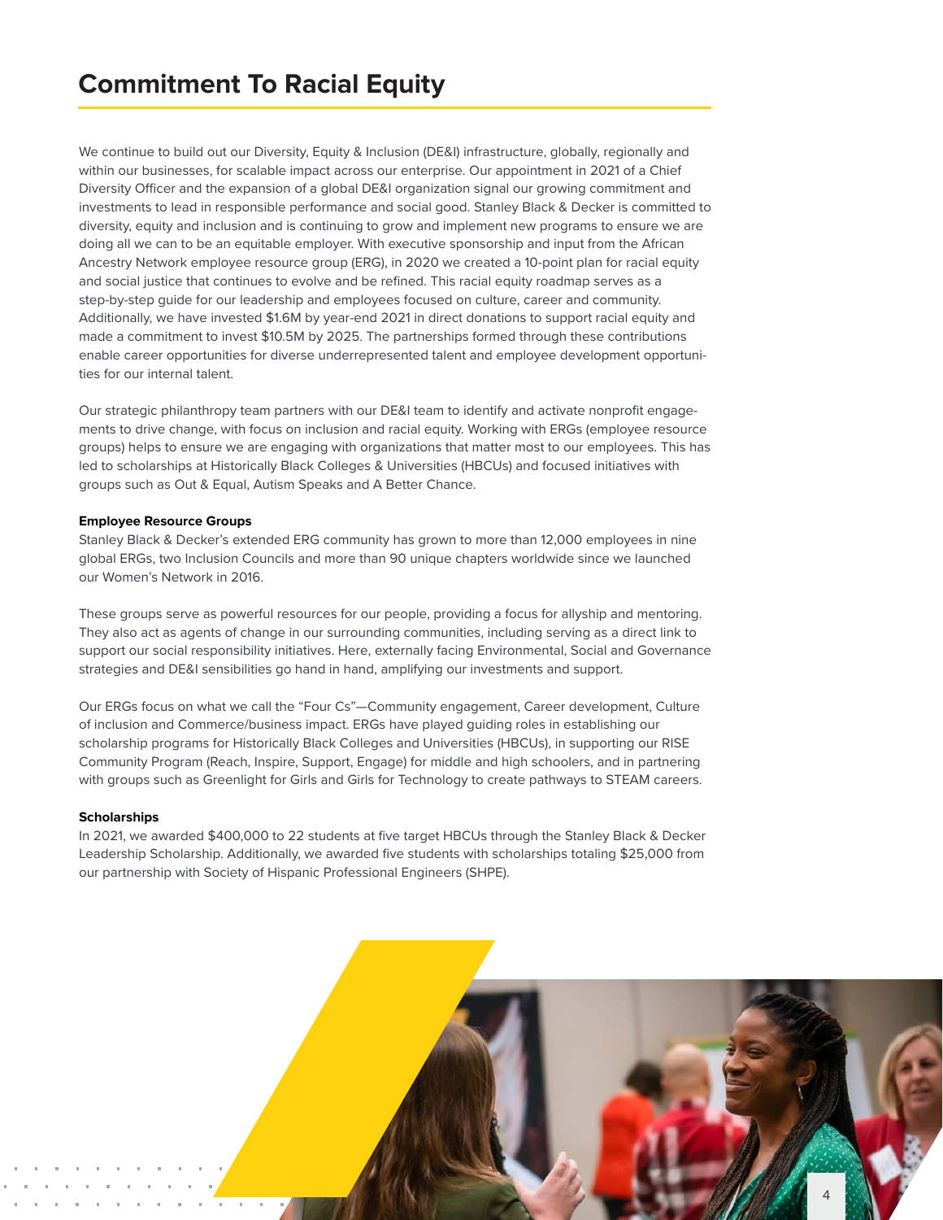# Commitment To Racial Equity

We continue to build out our Diversity, Equity & Inclusion (DE&I) infrastructure, globally, regionally and within our businesses, for scalable impact across our enterprise. Our appointment in 2021 of a Chief Diversity Officer and the expansion of a global DE&I organization signal our growing commitment and investments to lead in responsible performance and social good. Stanley Black & Decker is committed to diversity, equity and inclusion and is continuing to grow and implement new programs to ensure we are doing all we can to be an equitable employer. With executive sponsorship and input from the African Ancestry Network employee resource group (ERG), in 2020 we created a 10-point plan for racial equity and social justice that continues to evolve and be refined. This racial equity roadmap serves as a step-by-step guide for our leadership and employees focused on culture, career and community. Additionally, we have invested $1.6M by year-end 2021 in direct donations to support racial equity and made a commitment to invest $10.5M by 2025. The partnerships formed through these contributions enable career opportunities for diverse underrepresented talent and employee development opportunities for our internal talent.

Our strategic philanthropy team partners with our DE&I team to identify and activate nonprofit engagements to drive change, with focus on inclusion and racial equity. Working with ERGs (employee resource groups) helps to ensure we are engaging with organizations that matter most to our employees. This has led to scholarships at Historically Black Colleges & Universities (HBCUs) and focused initiatives with groups such as Out & Equal, Autism Speaks and A Better Chance.

**Employee Resource Groups**

Stanley Black & Decker's extended ERG community has grown to more than 12,000 employees in nine global ERGs, two Inclusion Councils and more than 90 unique chapters worldwide since we launched our Women's Network in 2016.

These groups serve as powerful resources for our people, providing a focus for allyship and mentoring. They also act as agents of change in our surrounding communities, including serving as a direct link to support our social responsibility initiatives. Here, externally facing Environmental, Social and Governance strategies and DE&I sensibilities go hand in hand, amplifying our investments and support.

Our ERGs focus on what we call the "Four Cs"—Community engagement, Career development, Culture of inclusion and Commerce/business impact. ERGs have played guiding roles in establishing our scholarship programs for Historically Black Colleges and Universities (HBCUs), in supporting our RISE Community Program (Reach, Inspire, Support, Engage) for middle and high schoolers, and in partnering with groups such as Greenlight for Girls and Girls for Technology to create pathways to STEAM careers.

**Scholarships**

In 2021, we awarded $400,000 to 22 students at five target HBCUs through the Stanley Black & Decker Leadership Scholarship. Additionally, we awarded five students with scholarships totaling $25,000 from our partnership with Society of Hispanic Professional Engineers (SHPE).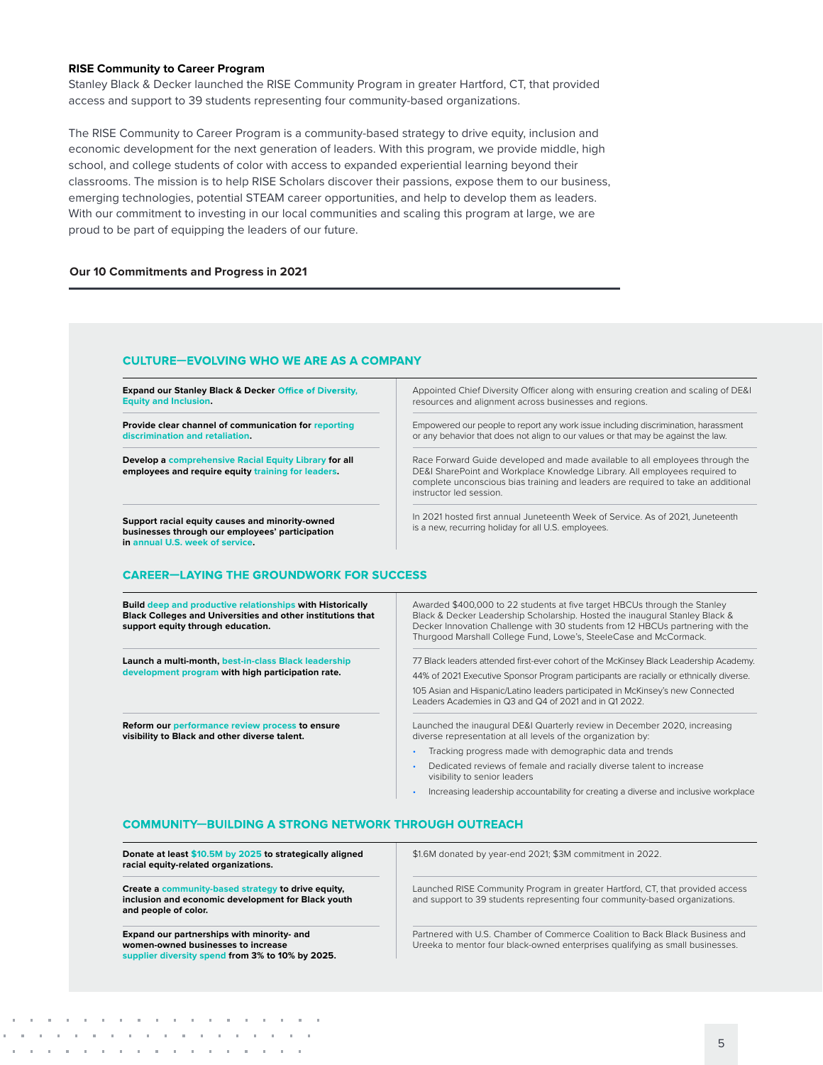**RISE Community to Career Program**

Stanley Black & Decker launched the RISE Community Program in greater Hartford, CT, that provided access and support to 39 students representing four community-based organizations.

The RISE Community to Career Program is a community-based strategy to drive equity, inclusion and economic development for the next generation of leaders. With this program, we provide middle, high school, and college students of color with access to expanded experiential learning beyond their classrooms. The mission is to help RISE Scholars discover their passions, expose them to our business, emerging technologies, potential STEAM career opportunities, and help to develop them as leaders. With our commitment to investing in our local communities and scaling this program at large, we are proud to be part of equipping the leaders of our future.

**Our 10 Commitments and Progress in 2021**

### CULTURE—EVOLVING WHO WE ARE AS A COMPANY

| | |
|---|---|
| **Expand our Stanley Black & Decker Office of Diversity, Equity and Inclusion.** | Appointed Chief Diversity Officer along with ensuring creation and scaling of DE&I resources and alignment across businesses and regions. |
| **Provide clear channel of communication for reporting discrimination and retaliation.** | Empowered our people to report any work issue including discrimination, harassment or any behavior that does not align to our values or that may be against the law. |
| **Develop a comprehensive Racial Equity Library for all employees and require equity training for leaders.** | Race Forward Guide developed and made available to all employees through the DE&I SharePoint and Workplace Knowledge Library. All employees required to complete unconscious bias training and leaders are required to take an additional instructor led session. |
| **Support racial equity causes and minority-owned businesses through our employees' participation in annual U.S. week of service.** | In 2021 hosted first annual Juneteenth Week of Service. As of 2021, Juneteenth is a new, recurring holiday for all U.S. employees. |

### CAREER—LAYING THE GROUNDWORK FOR SUCCESS

| | |
|---|---|
| **Build deep and productive relationships with Historically Black Colleges and Universities and other institutions that support equity through education.** | Awarded $400,000 to 22 students at five target HBCUs through the Stanley Black & Decker Leadership Scholarship. Hosted the inaugural Stanley Black & Decker Innovation Challenge with 30 students from 12 HBCUs partnering with the Thurgood Marshall College Fund, Lowe's, SteeleCase and McCormack. |
| **Launch a multi-month, best-in-class Black leadership development program with high participation rate.** | 77 Black leaders attended first-ever cohort of the McKinsey Black Leadership Academy.<br>44% of 2021 Executive Sponsor Program participants are racially or ethnically diverse.<br>105 Asian and Hispanic/Latino leaders participated in McKinsey's new Connected Leaders Academies in Q3 and Q4 of 2021 and in Q1 2022. |
| **Reform our performance review process to ensure visibility to Black and other diverse talent.** | Launched the inaugural DE&I Quarterly review in December 2020, increasing diverse representation at all levels of the organization by:<br>• Tracking progress made with demographic data and trends<br>• Dedicated reviews of female and racially diverse talent to increase visibility to senior leaders<br>• Increasing leadership accountability for creating a diverse and inclusive workplace |

### COMMUNITY—BUILDING A STRONG NETWORK THROUGH OUTREACH

| | |
|---|---|
| **Donate at least $10.5M by 2025 to strategically aligned racial equity-related organizations.** | $1.6M donated by year-end 2021; $3M commitment in 2022. |
| **Create a community-based strategy to drive equity, inclusion and economic development for Black youth and people of color.** | Launched RISE Community Program in greater Hartford, CT, that provided access and support to 39 students representing four community-based organizations. |
| **Expand our partnerships with minority- and women-owned businesses to increase supplier diversity spend from 3% to 10% by 2025.** | Partnered with U.S. Chamber of Commerce Coalition to Back Black Business and Ureeka to mentor four black-owned enterprises qualifying as small businesses. |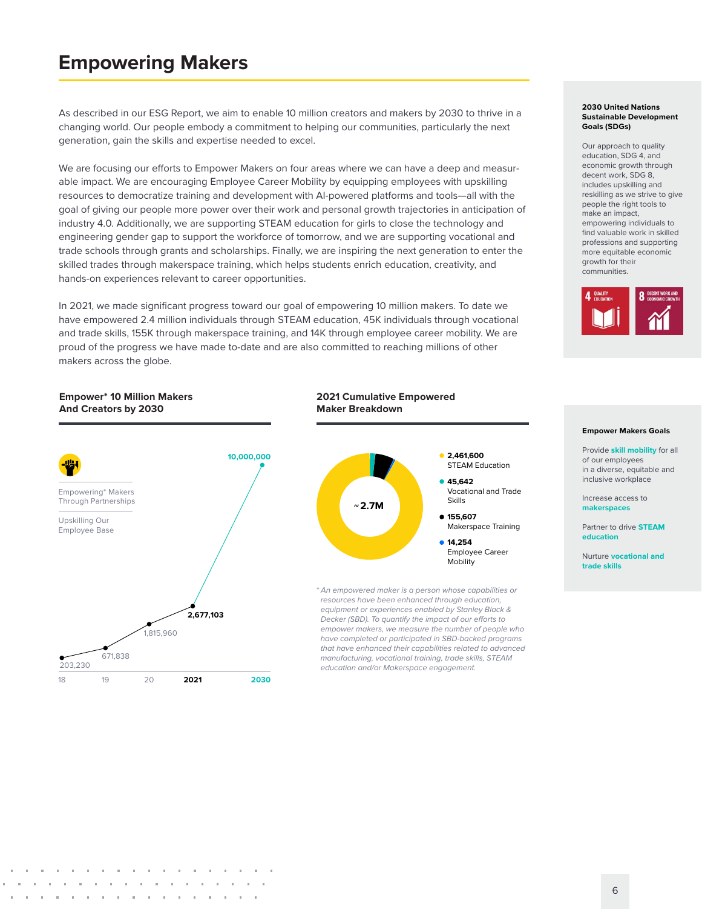# Empowering Makers

As described in our ESG Report, we aim to enable 10 million creators and makers by 2030 to thrive in a changing world. Our people embody a commitment to helping our communities, particularly the next generation, gain the skills and expertise needed to excel.

We are focusing our efforts to Empower Makers on four areas where we can have a deep and measurable impact. We are encouraging Employee Career Mobility by equipping employees with upskilling resources to democratize training and development with AI-powered platforms and tools—all with the goal of giving our people more power over their work and personal growth trajectories in anticipation of industry 4.0. Additionally, we are supporting STEAM education for girls to close the technology and engineering gender gap to support the workforce of tomorrow, and we are supporting vocational and trade schools through grants and scholarships. Finally, we are inspiring the next generation to enter the skilled trades through makerspace training, which helps students enrich education, creativity, and hands-on experiences relevant to career opportunities.

In 2021, we made significant progress toward our goal of empowering 10 million makers. To date we have empowered 2.4 million individuals through STEAM education, 45K individuals through vocational and trade skills, 155K through makerspace training, and 14K through employee career mobility. We are proud of the progress we have made to-date and are also committed to reaching millions of other makers across the globe.

### Empower* 10 Million Makers And Creators by 2030

Empowering* Makers Through Partnerships

Upskilling Our Employee Base

10,000,000

2,677,103

1,815,960

671,838

203,230

18
19
20
2021
2030

### 2021 Cumulative Empowered Maker Breakdown

~2.7M

- **2,461,600** STEAM Education
- **45,642** Vocational and Trade Skills
- **155,607** Makerspace Training
- **14,254** Employee Career Mobility

*\* An empowered maker is a person whose capabilities or resources have been enhanced through education, equipment or experiences enabled by Stanley Black & Decker (SBD). To quantify the impact of our efforts to empower makers, we measure the number of people who have completed or participated in SBD-backed programs that have enhanced their capabilities related to advanced manufacturing, vocational training, trade skills, STEAM education and/or Makerspace engagement.*

**2030 United Nations Sustainable Development Goals (SDGs)**

Our approach to quality education, SDG 4, and economic growth through decent work, SDG 8, includes upskilling and reskilling as we strive to give people the right tools to make an impact, empowering individuals to find valuable work in skilled professions and supporting more equitable economic growth for their communities.

4 QUALITY EDUCATION

8 DECENT WORK AND ECONOMIC GROWTH

**Empower Makers Goals**

Provide **skill mobility** for all of our employees in a diverse, equitable and inclusive workplace

Increase access to **makerspaces**

Partner to drive **STEAM education**

Nurture **vocational and trade skills**